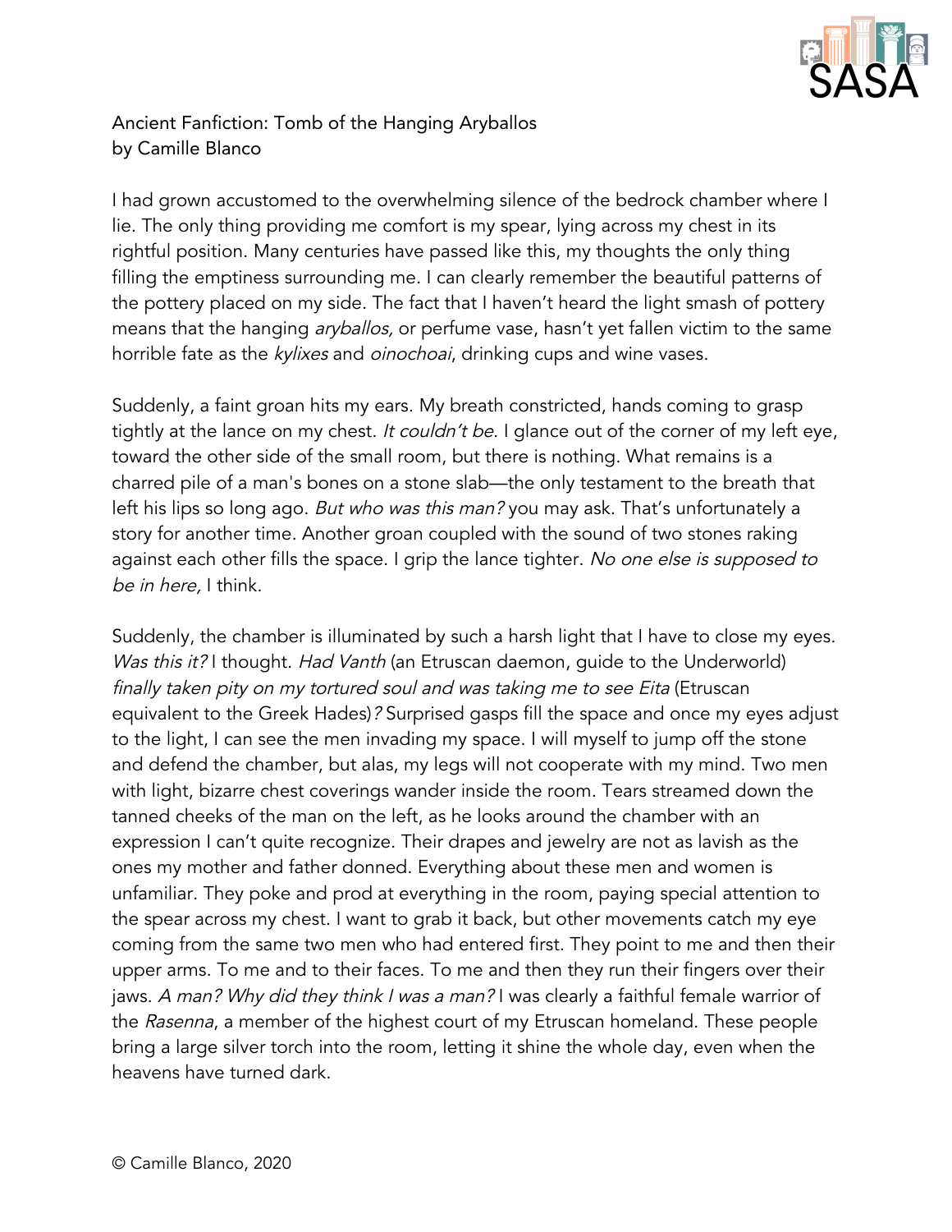Ancient Fanfiction: Tomb of the Hanging Aryballos
by Camille Blanco

I had grown accustomed to the overwhelming silence of the bedrock chamber where I lie. The only thing providing me comfort is my spear, lying across my chest in its rightful position. Many centuries have passed like this, my thoughts the only thing filling the emptiness surrounding me. I can clearly remember the beautiful patterns of the pottery placed on my side. The fact that I haven't heard the light smash of pottery means that the hanging *aryballos,* or perfume vase, hasn't yet fallen victim to the same horrible fate as the *kylixes* and *oinochoai*, drinking cups and wine vases.

Suddenly, a faint groan hits my ears. My breath constricted, hands coming to grasp tightly at the lance on my chest. *It couldn't be*. I glance out of the corner of my left eye, toward the other side of the small room, but there is nothing. What remains is a charred pile of a man's bones on a stone slab—the only testament to the breath that left his lips so long ago. *But who was this man?* you may ask. That's unfortunately a story for another time. Another groan coupled with the sound of two stones raking against each other fills the space. I grip the lance tighter. *No one else is supposed to be in here,* I think.

Suddenly, the chamber is illuminated by such a harsh light that I have to close my eyes. *Was this it?* I thought. *Had Vanth* (an Etruscan daemon, guide to the Underworld) *finally taken pity on my tortured soul and was taking me to see Eita* (Etruscan equivalent to the Greek Hades)*?* Surprised gasps fill the space and once my eyes adjust to the light, I can see the men invading my space. I will myself to jump off the stone and defend the chamber, but alas, my legs will not cooperate with my mind. Two men with light, bizarre chest coverings wander inside the room. Tears streamed down the tanned cheeks of the man on the left, as he looks around the chamber with an expression I can't quite recognize. Their drapes and jewelry are not as lavish as the ones my mother and father donned. Everything about these men and women is unfamiliar. They poke and prod at everything in the room, paying special attention to the spear across my chest. I want to grab it back, but other movements catch my eye coming from the same two men who had entered first. They point to me and then their upper arms. To me and to their faces. To me and then they run their fingers over their jaws. *A man? Why did they think I was a man?* I was clearly a faithful female warrior of the *Rasenna*, a member of the highest court of my Etruscan homeland. These people bring a large silver torch into the room, letting it shine the whole day, even when the heavens have turned dark.

© Camille Blanco, 2020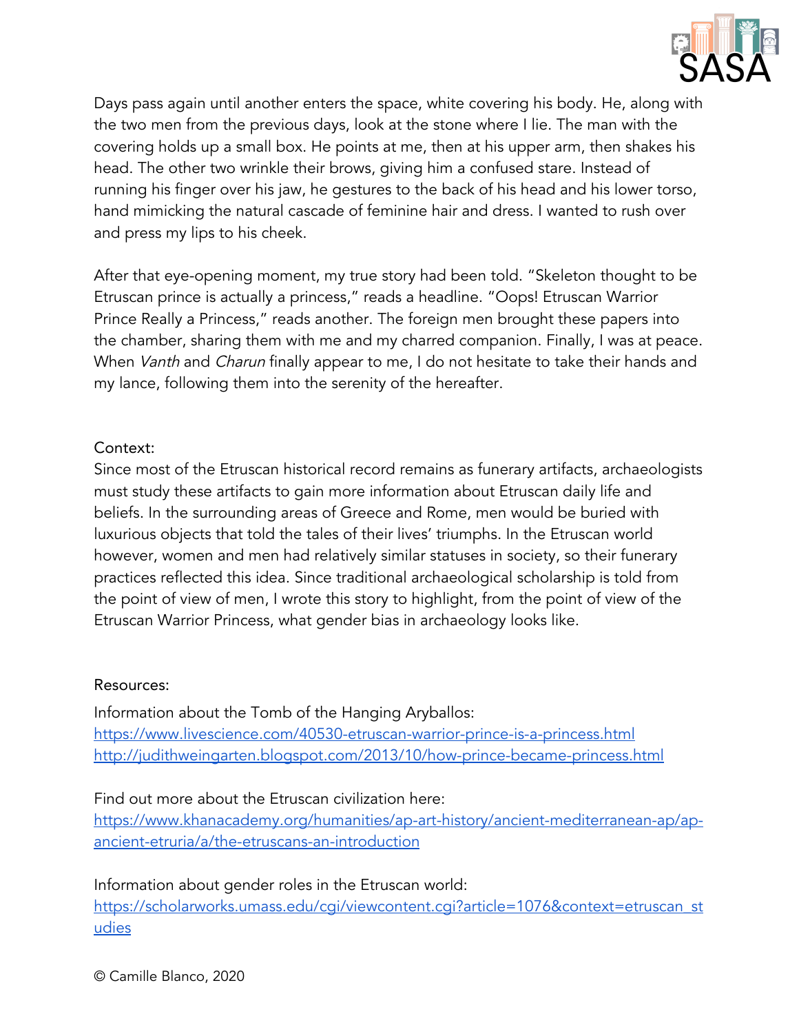Days pass again until another enters the space, white covering his body. He, along with the two men from the previous days, look at the stone where I lie. The man with the covering holds up a small box. He points at me, then at his upper arm, then shakes his head. The other two wrinkle their brows, giving him a confused stare. Instead of running his finger over his jaw, he gestures to the back of his head and his lower torso, hand mimicking the natural cascade of feminine hair and dress. I wanted to rush over and press my lips to his cheek.

After that eye-opening moment, my true story had been told. "Skeleton thought to be Etruscan prince is actually a princess," reads a headline. "Oops! Etruscan Warrior Prince Really a Princess," reads another. The foreign men brought these papers into the chamber, sharing them with me and my charred companion. Finally, I was at peace. When *Vanth* and *Charun* finally appear to me, I do not hesitate to take their hands and my lance, following them into the serenity of the hereafter.

Context:

Since most of the Etruscan historical record remains as funerary artifacts, archaeologists must study these artifacts to gain more information about Etruscan daily life and beliefs. In the surrounding areas of Greece and Rome, men would be buried with luxurious objects that told the tales of their lives' triumphs. In the Etruscan world however, women and men had relatively similar statuses in society, so their funerary practices reflected this idea. Since traditional archaeological scholarship is told from the point of view of men, I wrote this story to highlight, from the point of view of the Etruscan Warrior Princess, what gender bias in archaeology looks like.

Resources:

Information about the Tomb of the Hanging Aryballos:
https://www.livescience.com/40530-etruscan-warrior-prince-is-a-princess.html
http://judithweingarten.blogspot.com/2013/10/how-prince-became-princess.html

Find out more about the Etruscan civilization here:
https://www.khanacademy.org/humanities/ap-art-history/ancient-mediterranean-ap/ap-ancient-etruria/a/the-etruscans-an-introduction

Information about gender roles in the Etruscan world:
https://scholarworks.umass.edu/cgi/viewcontent.cgi?article=1076&context=etruscan_studies

© Camille Blanco, 2020